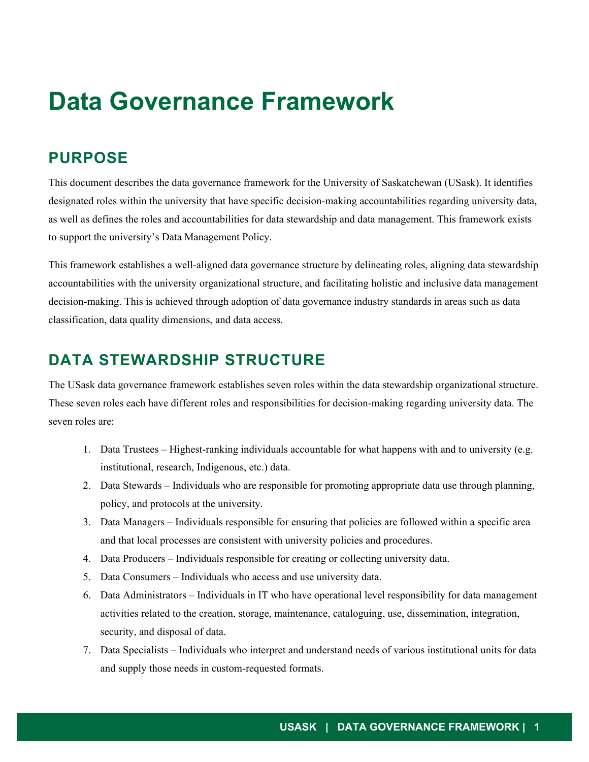# Data Governance Framework

## PURPOSE

This document describes the data governance framework for the University of Saskatchewan (USask). It identifies designated roles within the university that have specific decision-making accountabilities regarding university data, as well as defines the roles and accountabilities for data stewardship and data management. This framework exists to support the university's Data Management Policy.

This framework establishes a well-aligned data governance structure by delineating roles, aligning data stewardship accountabilities with the university organizational structure, and facilitating holistic and inclusive data management decision-making. This is achieved through adoption of data governance industry standards in areas such as data classification, data quality dimensions, and data access.

## DATA STEWARDSHIP STRUCTURE

The USask data governance framework establishes seven roles within the data stewardship organizational structure. These seven roles each have different roles and responsibilities for decision-making regarding university data. The seven roles are:

1. Data Trustees – Highest-ranking individuals accountable for what happens with and to university (e.g. institutional, research, Indigenous, etc.) data.
2. Data Stewards – Individuals who are responsible for promoting appropriate data use through planning, policy, and protocols at the university.
3. Data Managers – Individuals responsible for ensuring that policies are followed within a specific area and that local processes are consistent with university policies and procedures.
4. Data Producers – Individuals responsible for creating or collecting university data.
5. Data Consumers – Individuals who access and use university data.
6. Data Administrators – Individuals in IT who have operational level responsibility for data management activities related to the creation, storage, maintenance, cataloguing, use, dissemination, integration, security, and disposal of data.
7. Data Specialists – Individuals who interpret and understand needs of various institutional units for data and supply those needs in custom-requested formats.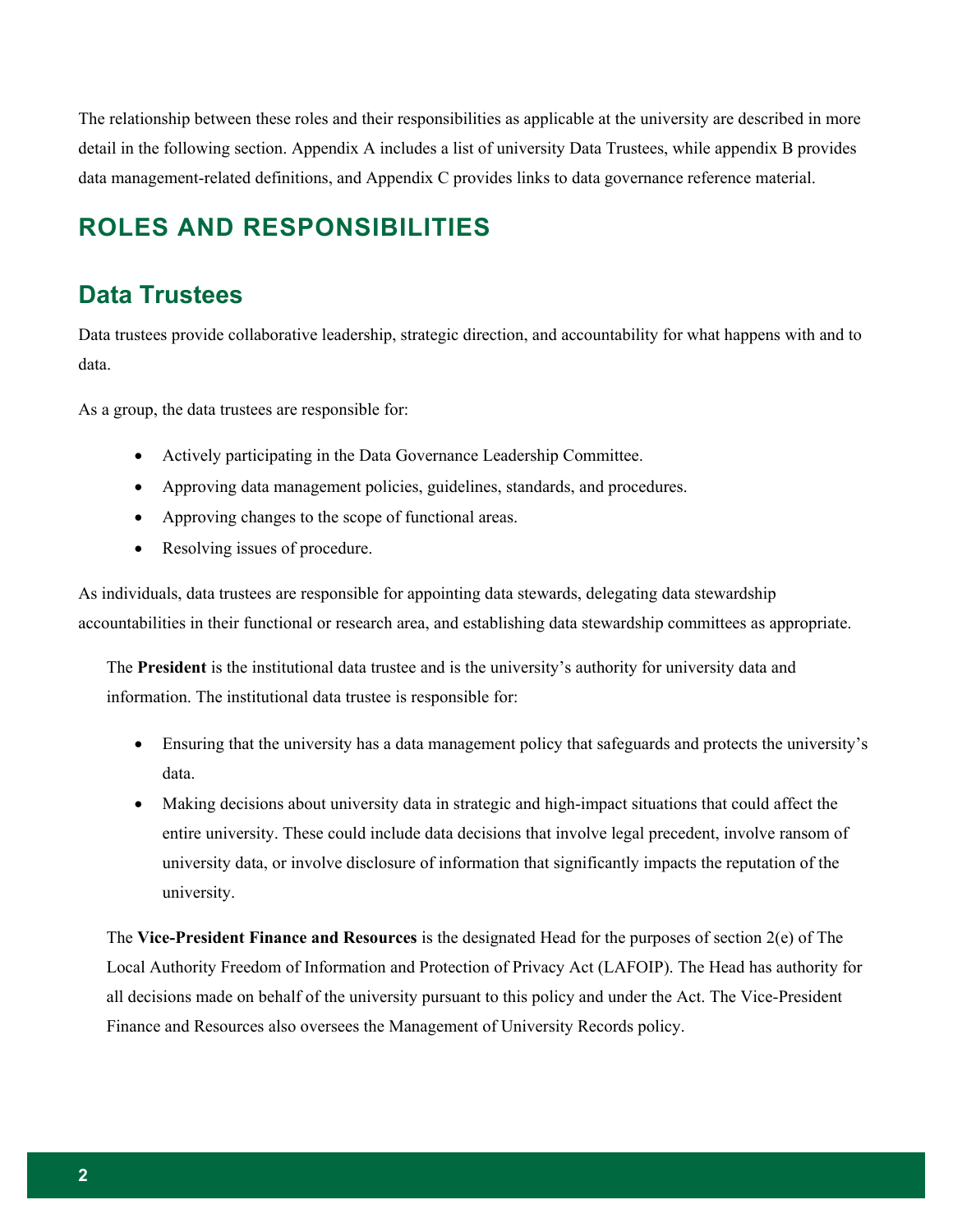The relationship between these roles and their responsibilities as applicable at the university are described in more detail in the following section. Appendix A includes a list of university Data Trustees, while appendix B provides data management-related definitions, and Appendix C provides links to data governance reference material.

## ROLES AND RESPONSIBILITIES

### Data Trustees

Data trustees provide collaborative leadership, strategic direction, and accountability for what happens with and to data.

As a group, the data trustees are responsible for:

- Actively participating in the Data Governance Leadership Committee.
- Approving data management policies, guidelines, standards, and procedures.
- Approving changes to the scope of functional areas.
- Resolving issues of procedure.

As individuals, data trustees are responsible for appointing data stewards, delegating data stewardship accountabilities in their functional or research area, and establishing data stewardship committees as appropriate.

The **President** is the institutional data trustee and is the university's authority for university data and information. The institutional data trustee is responsible for:

- Ensuring that the university has a data management policy that safeguards and protects the university's data.
- Making decisions about university data in strategic and high-impact situations that could affect the entire university. These could include data decisions that involve legal precedent, involve ransom of university data, or involve disclosure of information that significantly impacts the reputation of the university.

The **Vice-President Finance and Resources** is the designated Head for the purposes of section 2(e) of The Local Authority Freedom of Information and Protection of Privacy Act (LAFOIP). The Head has authority for all decisions made on behalf of the university pursuant to this policy and under the Act. The Vice-President Finance and Resources also oversees the Management of University Records policy.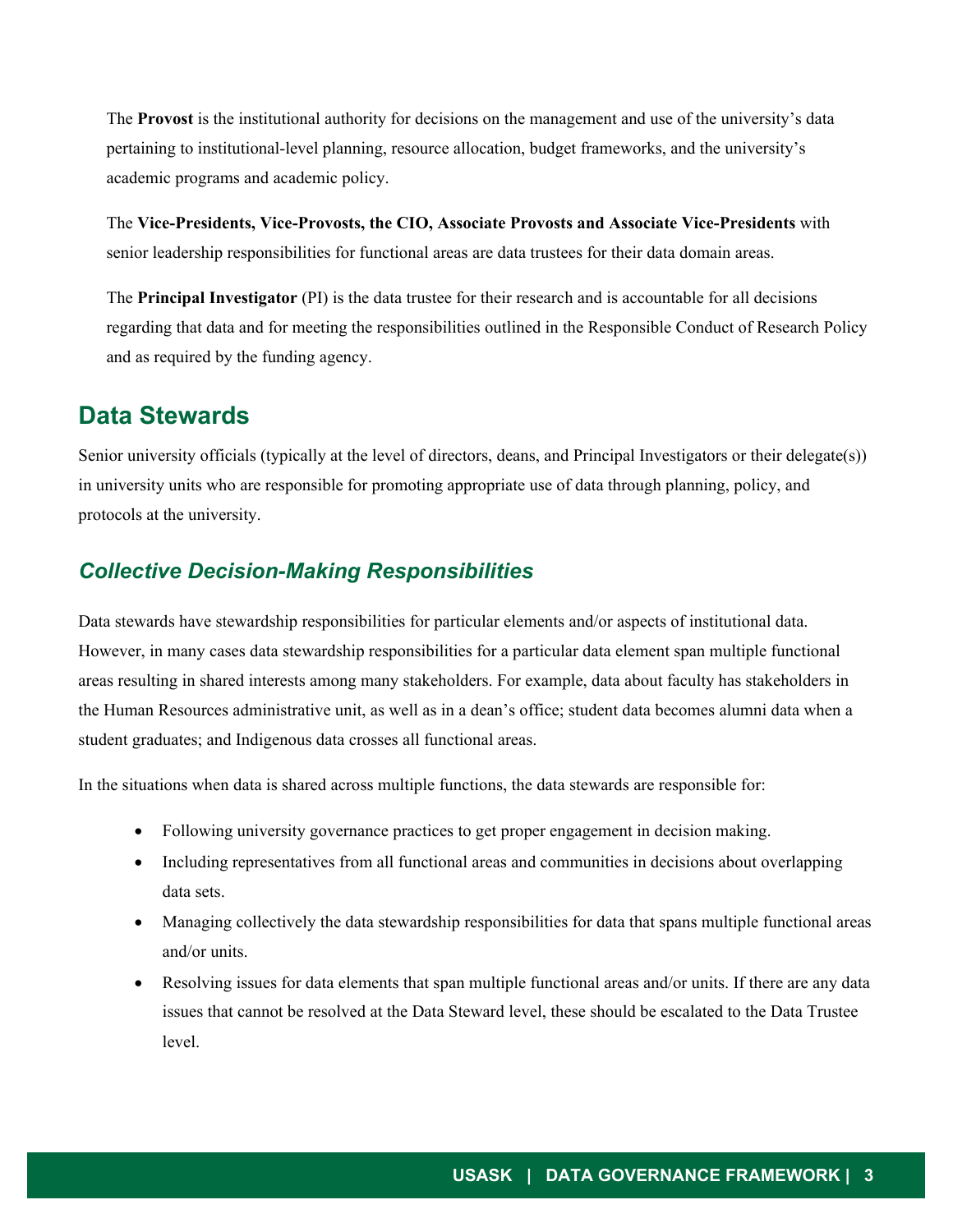The **Provost** is the institutional authority for decisions on the management and use of the university's data pertaining to institutional-level planning, resource allocation, budget frameworks, and the university's academic programs and academic policy.

The **Vice-Presidents, Vice-Provosts, the CIO, Associate Provosts and Associate Vice-Presidents** with senior leadership responsibilities for functional areas are data trustees for their data domain areas.

The **Principal Investigator** (PI) is the data trustee for their research and is accountable for all decisions regarding that data and for meeting the responsibilities outlined in the Responsible Conduct of Research Policy and as required by the funding agency.

## Data Stewards

Senior university officials (typically at the level of directors, deans, and Principal Investigators or their delegate(s)) in university units who are responsible for promoting appropriate use of data through planning, policy, and protocols at the university.

### *Collective Decision-Making Responsibilities*

Data stewards have stewardship responsibilities for particular elements and/or aspects of institutional data. However, in many cases data stewardship responsibilities for a particular data element span multiple functional areas resulting in shared interests among many stakeholders. For example, data about faculty has stakeholders in the Human Resources administrative unit, as well as in a dean's office; student data becomes alumni data when a student graduates; and Indigenous data crosses all functional areas.

In the situations when data is shared across multiple functions, the data stewards are responsible for:

- Following university governance practices to get proper engagement in decision making.
- Including representatives from all functional areas and communities in decisions about overlapping data sets.
- Managing collectively the data stewardship responsibilities for data that spans multiple functional areas and/or units.
- Resolving issues for data elements that span multiple functional areas and/or units. If there are any data issues that cannot be resolved at the Data Steward level, these should be escalated to the Data Trustee level.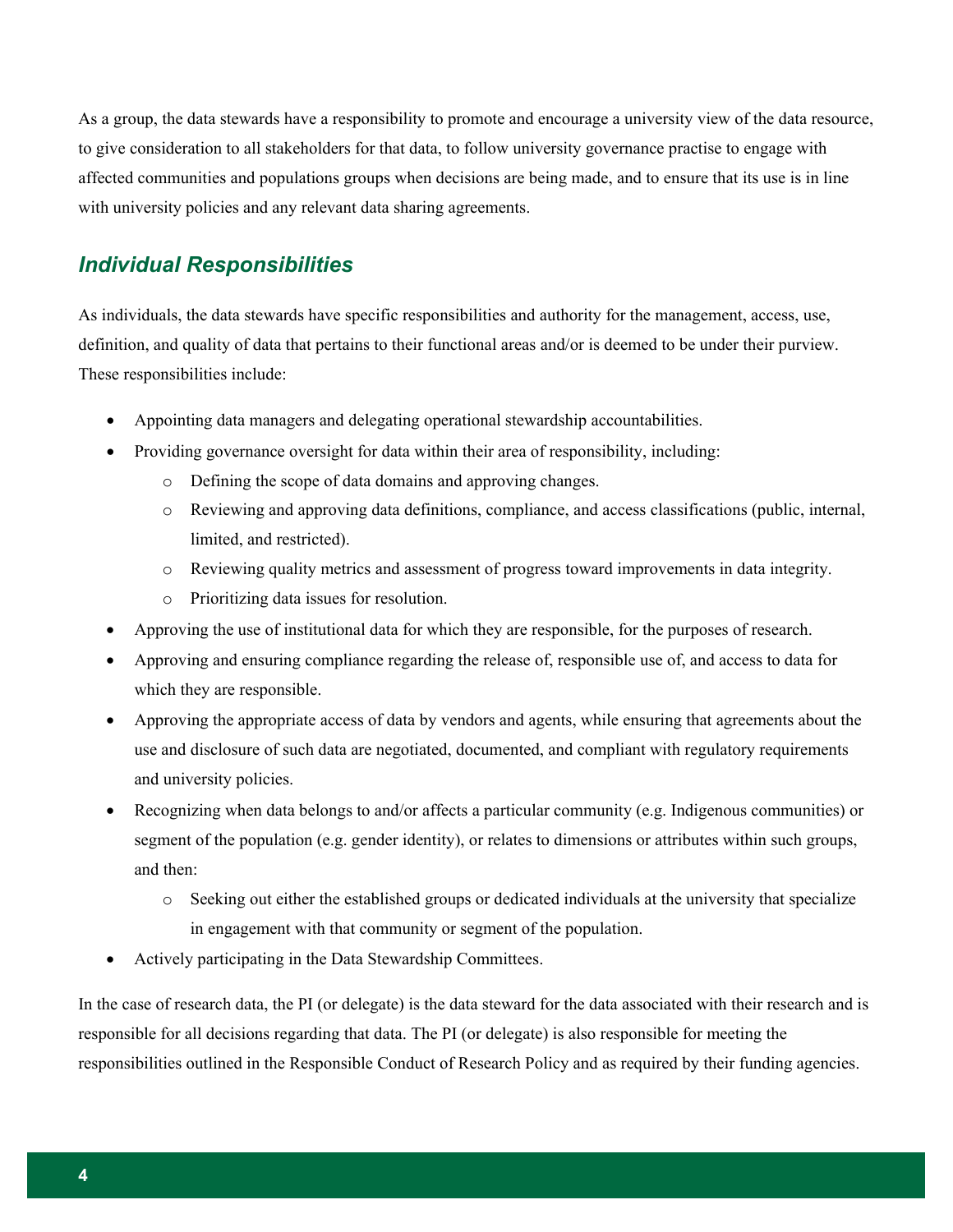As a group, the data stewards have a responsibility to promote and encourage a university view of the data resource, to give consideration to all stakeholders for that data, to follow university governance practise to engage with affected communities and populations groups when decisions are being made, and to ensure that its use is in line with university policies and any relevant data sharing agreements.

## *Individual Responsibilities*

As individuals, the data stewards have specific responsibilities and authority for the management, access, use, definition, and quality of data that pertains to their functional areas and/or is deemed to be under their purview. These responsibilities include:

- Appointing data managers and delegating operational stewardship accountabilities.
- Providing governance oversight for data within their area of responsibility, including:
  - Defining the scope of data domains and approving changes.
  - Reviewing and approving data definitions, compliance, and access classifications (public, internal, limited, and restricted).
  - Reviewing quality metrics and assessment of progress toward improvements in data integrity.
  - Prioritizing data issues for resolution.
- Approving the use of institutional data for which they are responsible, for the purposes of research.
- Approving and ensuring compliance regarding the release of, responsible use of, and access to data for which they are responsible.
- Approving the appropriate access of data by vendors and agents, while ensuring that agreements about the use and disclosure of such data are negotiated, documented, and compliant with regulatory requirements and university policies.
- Recognizing when data belongs to and/or affects a particular community (e.g. Indigenous communities) or segment of the population (e.g. gender identity), or relates to dimensions or attributes within such groups, and then:
  - Seeking out either the established groups or dedicated individuals at the university that specialize in engagement with that community or segment of the population.
- Actively participating in the Data Stewardship Committees.

In the case of research data, the PI (or delegate) is the data steward for the data associated with their research and is responsible for all decisions regarding that data. The PI (or delegate) is also responsible for meeting the responsibilities outlined in the Responsible Conduct of Research Policy and as required by their funding agencies.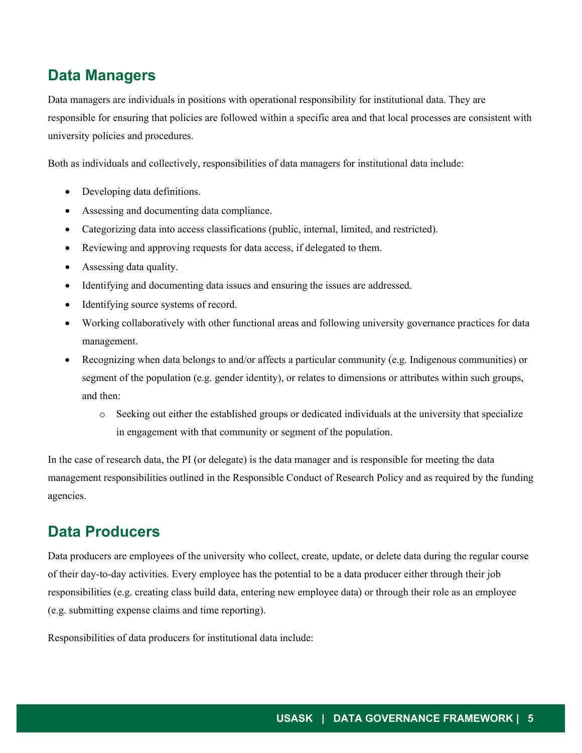## Data Managers

Data managers are individuals in positions with operational responsibility for institutional data. They are responsible for ensuring that policies are followed within a specific area and that local processes are consistent with university policies and procedures.

Both as individuals and collectively, responsibilities of data managers for institutional data include:

- Developing data definitions.
- Assessing and documenting data compliance.
- Categorizing data into access classifications (public, internal, limited, and restricted).
- Reviewing and approving requests for data access, if delegated to them.
- Assessing data quality.
- Identifying and documenting data issues and ensuring the issues are addressed.
- Identifying source systems of record.
- Working collaboratively with other functional areas and following university governance practices for data management.
- Recognizing when data belongs to and/or affects a particular community (e.g. Indigenous communities) or segment of the population (e.g. gender identity), or relates to dimensions or attributes within such groups, and then:
  - Seeking out either the established groups or dedicated individuals at the university that specialize in engagement with that community or segment of the population.

In the case of research data, the PI (or delegate) is the data manager and is responsible for meeting the data management responsibilities outlined in the Responsible Conduct of Research Policy and as required by the funding agencies.

## Data Producers

Data producers are employees of the university who collect, create, update, or delete data during the regular course of their day-to-day activities. Every employee has the potential to be a data producer either through their job responsibilities (e.g. creating class build data, entering new employee data) or through their role as an employee (e.g. submitting expense claims and time reporting).

Responsibilities of data producers for institutional data include: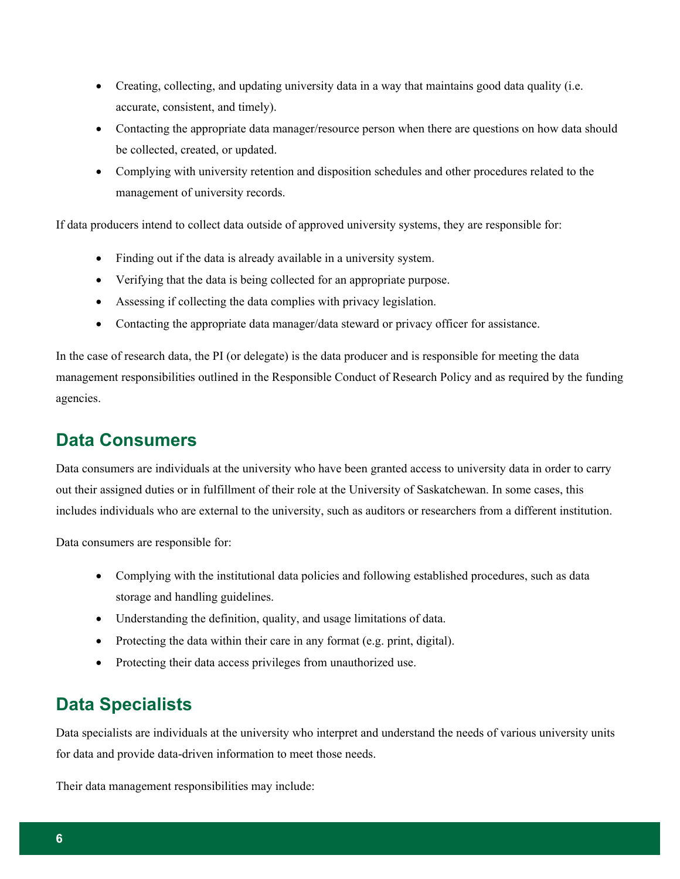- Creating, collecting, and updating university data in a way that maintains good data quality (i.e. accurate, consistent, and timely).
- Contacting the appropriate data manager/resource person when there are questions on how data should be collected, created, or updated.
- Complying with university retention and disposition schedules and other procedures related to the management of university records.

If data producers intend to collect data outside of approved university systems, they are responsible for:

- Finding out if the data is already available in a university system.
- Verifying that the data is being collected for an appropriate purpose.
- Assessing if collecting the data complies with privacy legislation.
- Contacting the appropriate data manager/data steward or privacy officer for assistance.

In the case of research data, the PI (or delegate) is the data producer and is responsible for meeting the data management responsibilities outlined in the Responsible Conduct of Research Policy and as required by the funding agencies.

## Data Consumers

Data consumers are individuals at the university who have been granted access to university data in order to carry out their assigned duties or in fulfillment of their role at the University of Saskatchewan. In some cases, this includes individuals who are external to the university, such as auditors or researchers from a different institution.

Data consumers are responsible for:

- Complying with the institutional data policies and following established procedures, such as data storage and handling guidelines.
- Understanding the definition, quality, and usage limitations of data.
- Protecting the data within their care in any format (e.g. print, digital).
- Protecting their data access privileges from unauthorized use.

## Data Specialists

Data specialists are individuals at the university who interpret and understand the needs of various university units for data and provide data-driven information to meet those needs.

Their data management responsibilities may include: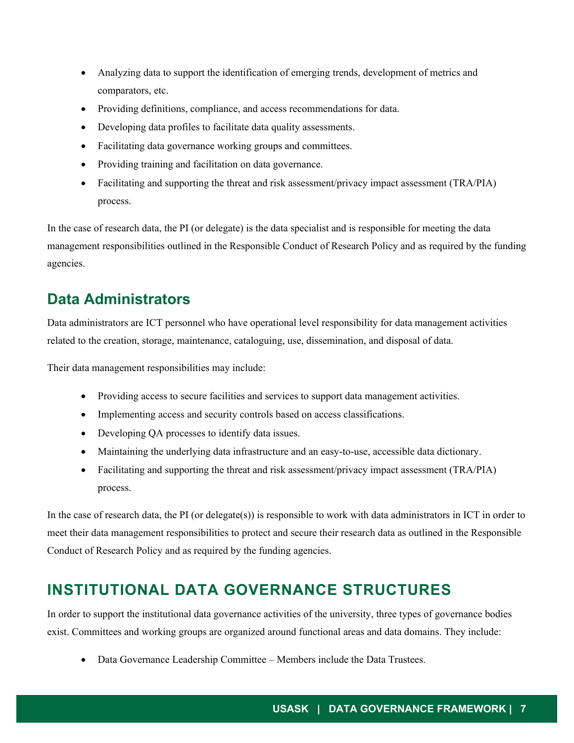- Analyzing data to support the identification of emerging trends, development of metrics and comparators, etc.
- Providing definitions, compliance, and access recommendations for data.
- Developing data profiles to facilitate data quality assessments.
- Facilitating data governance working groups and committees.
- Providing training and facilitation on data governance.
- Facilitating and supporting the threat and risk assessment/privacy impact assessment (TRA/PIA) process.

In the case of research data, the PI (or delegate) is the data specialist and is responsible for meeting the data management responsibilities outlined in the Responsible Conduct of Research Policy and as required by the funding agencies.

## Data Administrators

Data administrators are ICT personnel who have operational level responsibility for data management activities related to the creation, storage, maintenance, cataloguing, use, dissemination, and disposal of data.

Their data management responsibilities may include:

- Providing access to secure facilities and services to support data management activities.
- Implementing access and security controls based on access classifications.
- Developing QA processes to identify data issues.
- Maintaining the underlying data infrastructure and an easy-to-use, accessible data dictionary.
- Facilitating and supporting the threat and risk assessment/privacy impact assessment (TRA/PIA) process.

In the case of research data, the PI (or delegate(s)) is responsible to work with data administrators in ICT in order to meet their data management responsibilities to protect and secure their research data as outlined in the Responsible Conduct of Research Policy and as required by the funding agencies.

# INSTITUTIONAL DATA GOVERNANCE STRUCTURES

In order to support the institutional data governance activities of the university, three types of governance bodies exist. Committees and working groups are organized around functional areas and data domains. They include:

- Data Governance Leadership Committee – Members include the Data Trustees.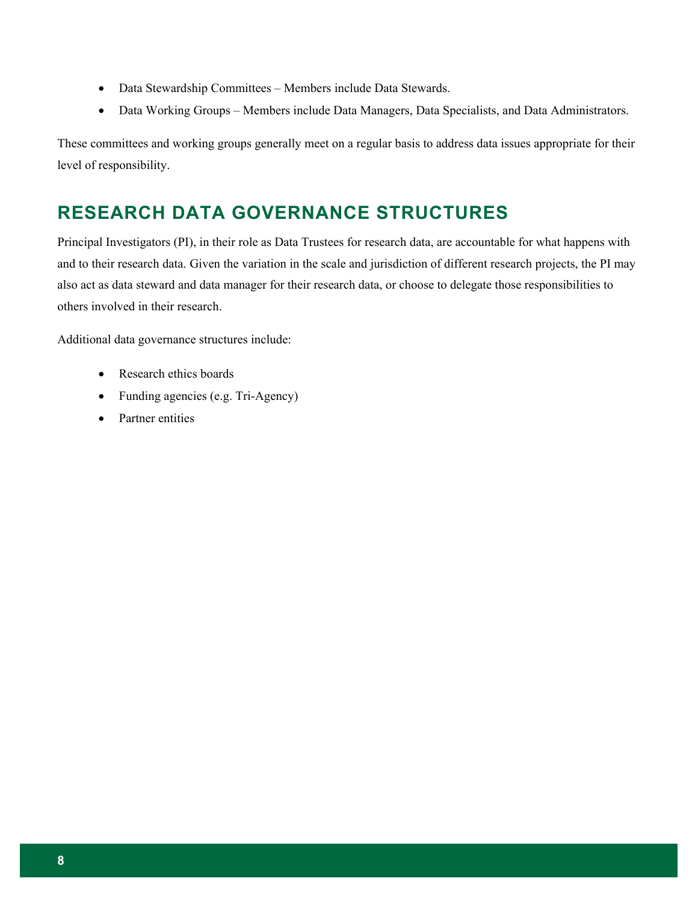- Data Stewardship Committees – Members include Data Stewards.
- Data Working Groups – Members include Data Managers, Data Specialists, and Data Administrators.

These committees and working groups generally meet on a regular basis to address data issues appropriate for their level of responsibility.

## RESEARCH DATA GOVERNANCE STRUCTURES

Principal Investigators (PI), in their role as Data Trustees for research data, are accountable for what happens with and to their research data. Given the variation in the scale and jurisdiction of different research projects, the PI may also act as data steward and data manager for their research data, or choose to delegate those responsibilities to others involved in their research.

Additional data governance structures include:

- Research ethics boards
- Funding agencies (e.g. Tri-Agency)
- Partner entities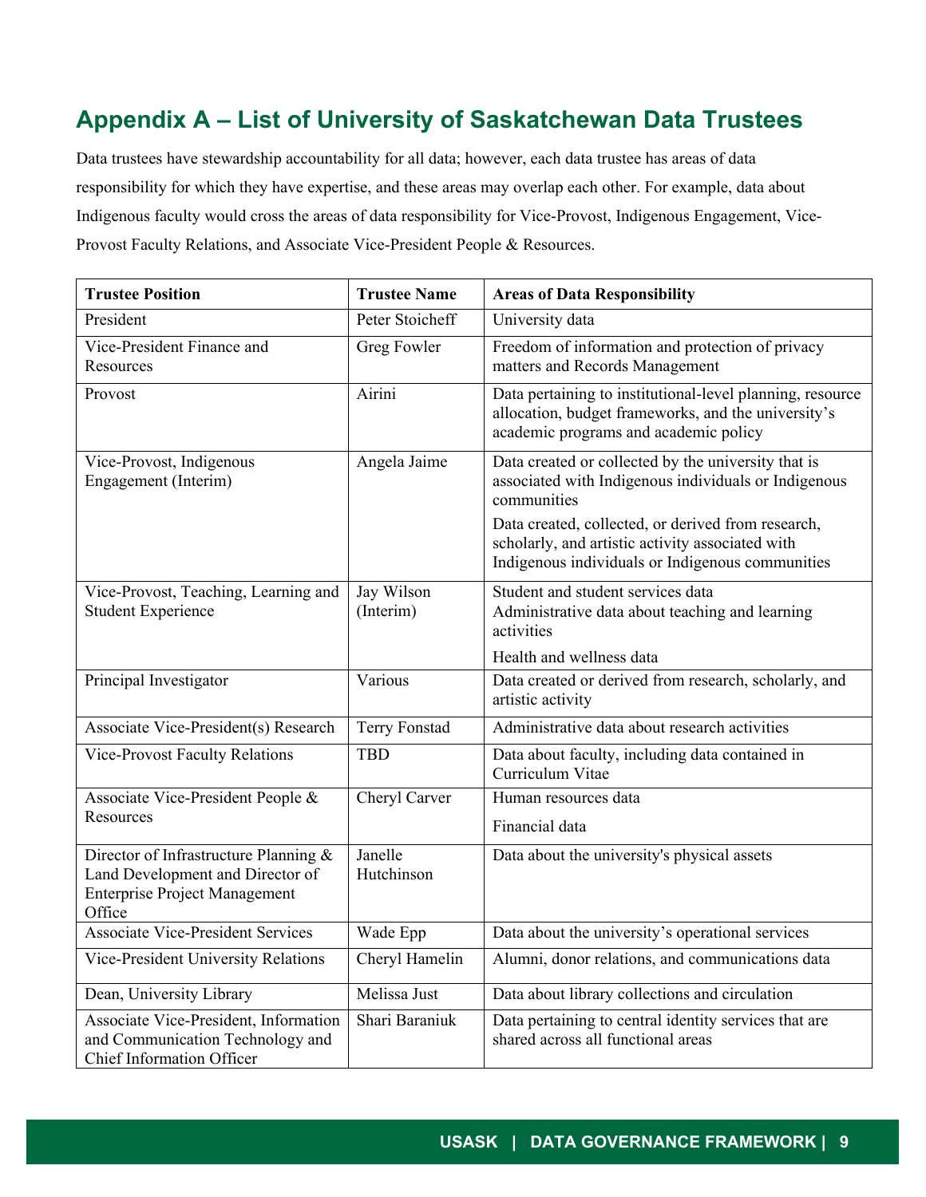## Appendix A – List of University of Saskatchewan Data Trustees

Data trustees have stewardship accountability for all data; however, each data trustee has areas of data responsibility for which they have expertise, and these areas may overlap each other. For example, data about Indigenous faculty would cross the areas of data responsibility for Vice-Provost, Indigenous Engagement, Vice-Provost Faculty Relations, and Associate Vice-President People & Resources.

| Trustee Position | Trustee Name | Areas of Data Responsibility |
| --- | --- | --- |
| President | Peter Stoicheff | University data |
| Vice-President Finance and Resources | Greg Fowler | Freedom of information and protection of privacy matters and Records Management |
| Provost | Airini | Data pertaining to institutional-level planning, resource allocation, budget frameworks, and the university's academic programs and academic policy |
| Vice-Provost, Indigenous Engagement (Interim) | Angela Jaime | Data created or collected by the university that is associated with Indigenous individuals or Indigenous communities<br>Data created, collected, or derived from research, scholarly, and artistic activity associated with Indigenous individuals or Indigenous communities |
| Vice-Provost, Teaching, Learning and Student Experience | Jay Wilson (Interim) | Student and student services data<br>Administrative data about teaching and learning activities<br>Health and wellness data |
| Principal Investigator | Various | Data created or derived from research, scholarly, and artistic activity |
| Associate Vice-President(s) Research | Terry Fonstad | Administrative data about research activities |
| Vice-Provost Faculty Relations | TBD | Data about faculty, including data contained in Curriculum Vitae |
| Associate Vice-President People & Resources | Cheryl Carver | Human resources data<br>Financial data |
| Director of Infrastructure Planning & Land Development and Director of Enterprise Project Management Office | Janelle Hutchinson | Data about the university's physical assets |
| Associate Vice-President Services | Wade Epp | Data about the university's operational services |
| Vice-President University Relations | Cheryl Hamelin | Alumni, donor relations, and communications data |
| Dean, University Library | Melissa Just | Data about library collections and circulation |
| Associate Vice-President, Information and Communication Technology and Chief Information Officer | Shari Baraniuk | Data pertaining to central identity services that are shared across all functional areas |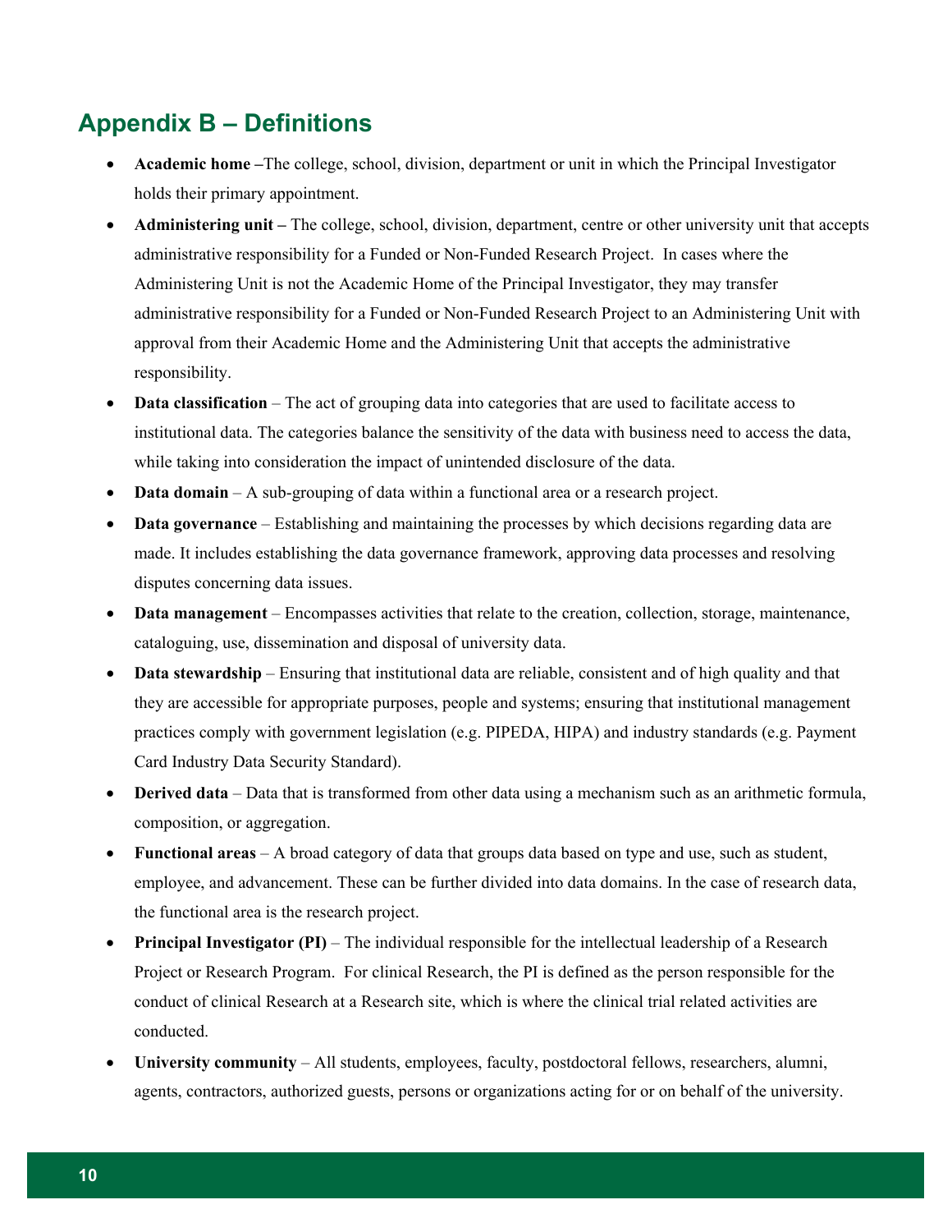## Appendix B – Definitions

- **Academic home –**The college, school, division, department or unit in which the Principal Investigator holds their primary appointment.
- **Administering unit –** The college, school, division, department, centre or other university unit that accepts administrative responsibility for a Funded or Non-Funded Research Project. In cases where the Administering Unit is not the Academic Home of the Principal Investigator, they may transfer administrative responsibility for a Funded or Non-Funded Research Project to an Administering Unit with approval from their Academic Home and the Administering Unit that accepts the administrative responsibility.
- **Data classification** – The act of grouping data into categories that are used to facilitate access to institutional data. The categories balance the sensitivity of the data with business need to access the data, while taking into consideration the impact of unintended disclosure of the data.
- **Data domain** – A sub-grouping of data within a functional area or a research project.
- **Data governance** – Establishing and maintaining the processes by which decisions regarding data are made. It includes establishing the data governance framework, approving data processes and resolving disputes concerning data issues.
- **Data management** – Encompasses activities that relate to the creation, collection, storage, maintenance, cataloguing, use, dissemination and disposal of university data.
- **Data stewardship** – Ensuring that institutional data are reliable, consistent and of high quality and that they are accessible for appropriate purposes, people and systems; ensuring that institutional management practices comply with government legislation (e.g. PIPEDA, HIPA) and industry standards (e.g. Payment Card Industry Data Security Standard).
- **Derived data** – Data that is transformed from other data using a mechanism such as an arithmetic formula, composition, or aggregation.
- **Functional areas** – A broad category of data that groups data based on type and use, such as student, employee, and advancement. These can be further divided into data domains. In the case of research data, the functional area is the research project.
- **Principal Investigator (PI)** – The individual responsible for the intellectual leadership of a Research Project or Research Program. For clinical Research, the PI is defined as the person responsible for the conduct of clinical Research at a Research site, which is where the clinical trial related activities are conducted.
- **University community** – All students, employees, faculty, postdoctoral fellows, researchers, alumni, agents, contractors, authorized guests, persons or organizations acting for or on behalf of the university.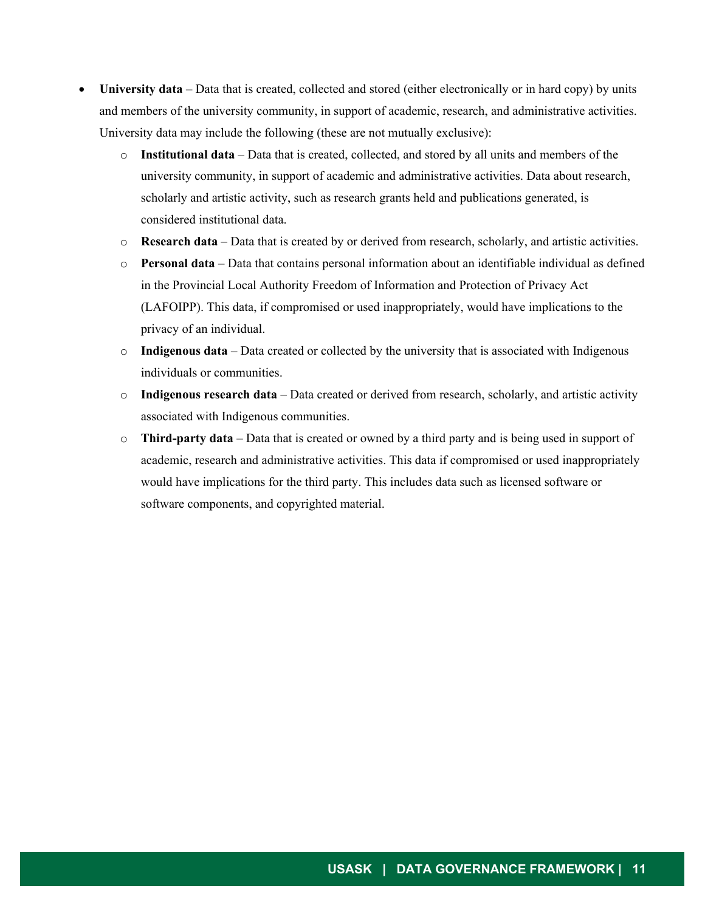- **University data** – Data that is created, collected and stored (either electronically or in hard copy) by units and members of the university community, in support of academic, research, and administrative activities. University data may include the following (these are not mutually exclusive):
    - **Institutional data** – Data that is created, collected, and stored by all units and members of the university community, in support of academic and administrative activities. Data about research, scholarly and artistic activity, such as research grants held and publications generated, is considered institutional data.
    - **Research data** – Data that is created by or derived from research, scholarly, and artistic activities.
    - **Personal data** – Data that contains personal information about an identifiable individual as defined in the Provincial Local Authority Freedom of Information and Protection of Privacy Act (LAFOIPP). This data, if compromised or used inappropriately, would have implications to the privacy of an individual.
    - **Indigenous data** – Data created or collected by the university that is associated with Indigenous individuals or communities.
    - **Indigenous research data** – Data created or derived from research, scholarly, and artistic activity associated with Indigenous communities.
    - **Third-party data** – Data that is created or owned by a third party and is being used in support of academic, research and administrative activities. This data if compromised or used inappropriately would have implications for the third party. This includes data such as licensed software or software components, and copyrighted material.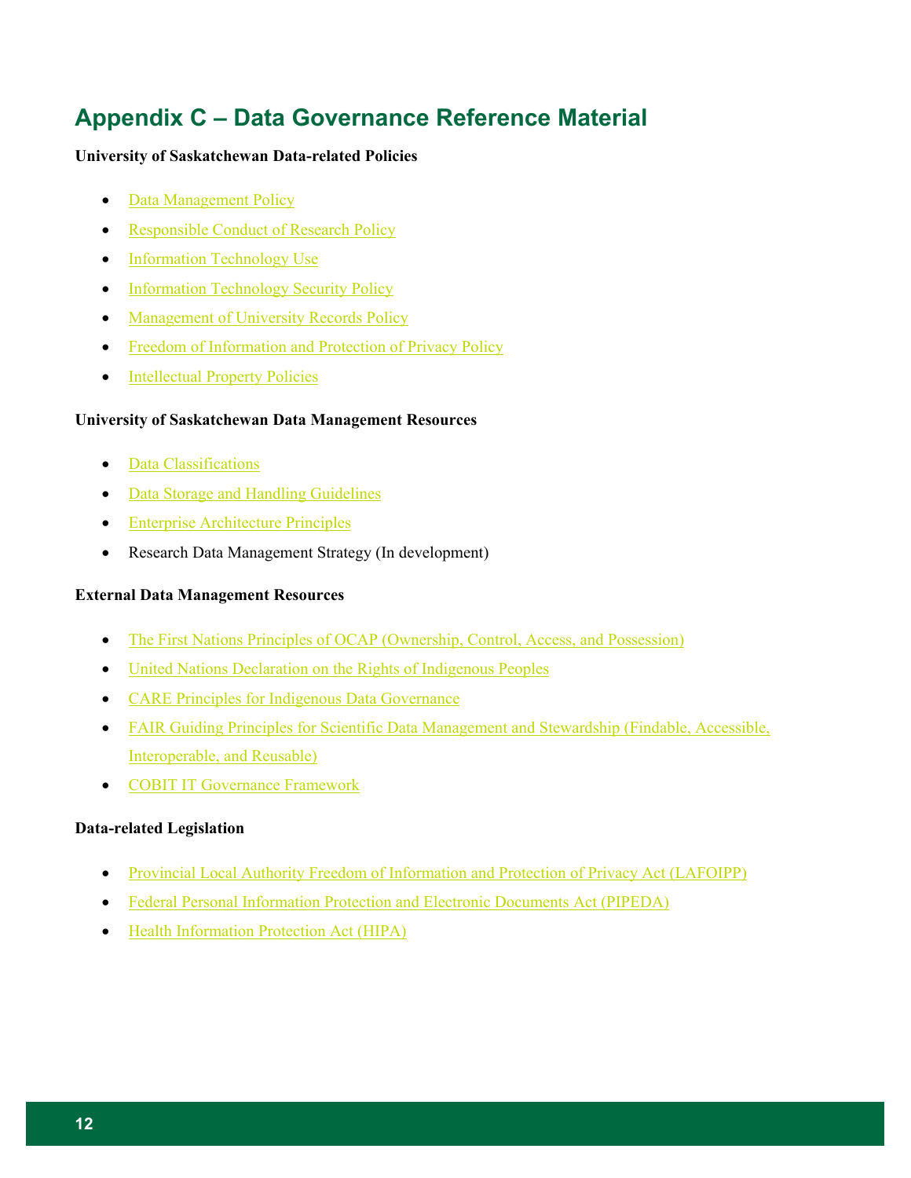# Appendix C – Data Governance Reference Material

**University of Saskatchewan Data-related Policies**

- Data Management Policy
- Responsible Conduct of Research Policy
- Information Technology Use
- Information Technology Security Policy
- Management of University Records Policy
- Freedom of Information and Protection of Privacy Policy
- Intellectual Property Policies

**University of Saskatchewan Data Management Resources**

- Data Classifications
- Data Storage and Handling Guidelines
- Enterprise Architecture Principles
- Research Data Management Strategy (In development)

**External Data Management Resources**

- The First Nations Principles of OCAP (Ownership, Control, Access, and Possession)
- United Nations Declaration on the Rights of Indigenous Peoples
- CARE Principles for Indigenous Data Governance
- FAIR Guiding Principles for Scientific Data Management and Stewardship (Findable, Accessible, Interoperable, and Reusable)
- COBIT IT Governance Framework

**Data-related Legislation**

- Provincial Local Authority Freedom of Information and Protection of Privacy Act (LAFOIPP)
- Federal Personal Information Protection and Electronic Documents Act (PIPEDA)
- Health Information Protection Act (HIPA)